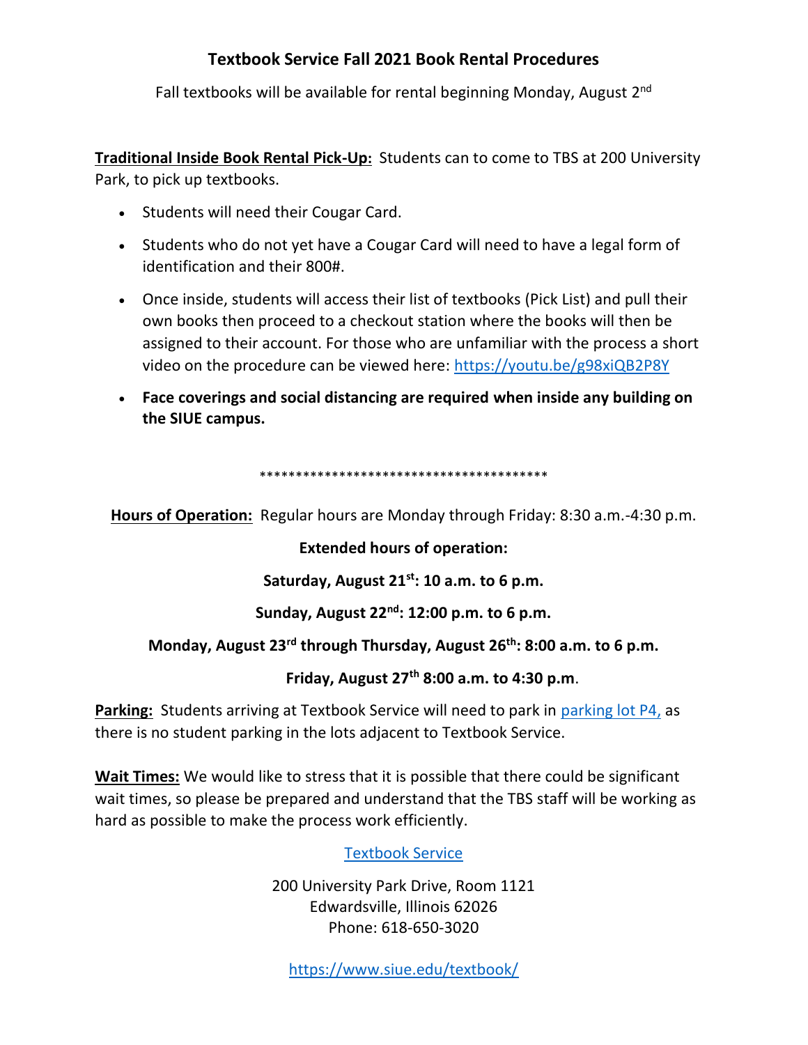# Textbook Service Fall 2021 Book Rental Procedures

Fall textbooks will be available for rental beginning Monday, August 2nd

**Traditional Inside Book Rental Pick-Up:** Students can to come to TBS at 200 University Park, to pick up textbooks.

- Students will need their Cougar Card.
- Students who do not yet have a Cougar Card will need to have a legal form of identification and their 800#.
- Once inside, students will access their list of textbooks (Pick List) and pull their own books then proceed to a checkout station where the books will then be assigned to their account. For those who are unfamiliar with the process a short video on the procedure can be viewed here: https://youtu.be/g98xiQB2P8Y
- **Face coverings and social distancing are required when inside any building on the SIUE campus.**

****************************************

**Hours of Operation:** Regular hours are Monday through Friday: 8:30 a.m.-4:30 p.m.

**Extended hours of operation:**

**Saturday, August 21st: 10 a.m. to 6 p.m.**

**Sunday, August 22nd: 12:00 p.m. to 6 p.m.**

**Monday, August 23rd through Thursday, August 26th: 8:00 a.m. to 6 p.m.**

**Friday, August 27th 8:00 a.m. to 4:30 p.m**.

**Parking:** Students arriving at Textbook Service will need to park in parking lot P4, as there is no student parking in the lots adjacent to Textbook Service.

**Wait Times:** We would like to stress that it is possible that there could be significant wait times, so please be prepared and understand that the TBS staff will be working as hard as possible to make the process work efficiently.

Textbook Service

200 University Park Drive, Room 1121
Edwardsville, Illinois 62026
Phone: 618-650-3020

https://www.siue.edu/textbook/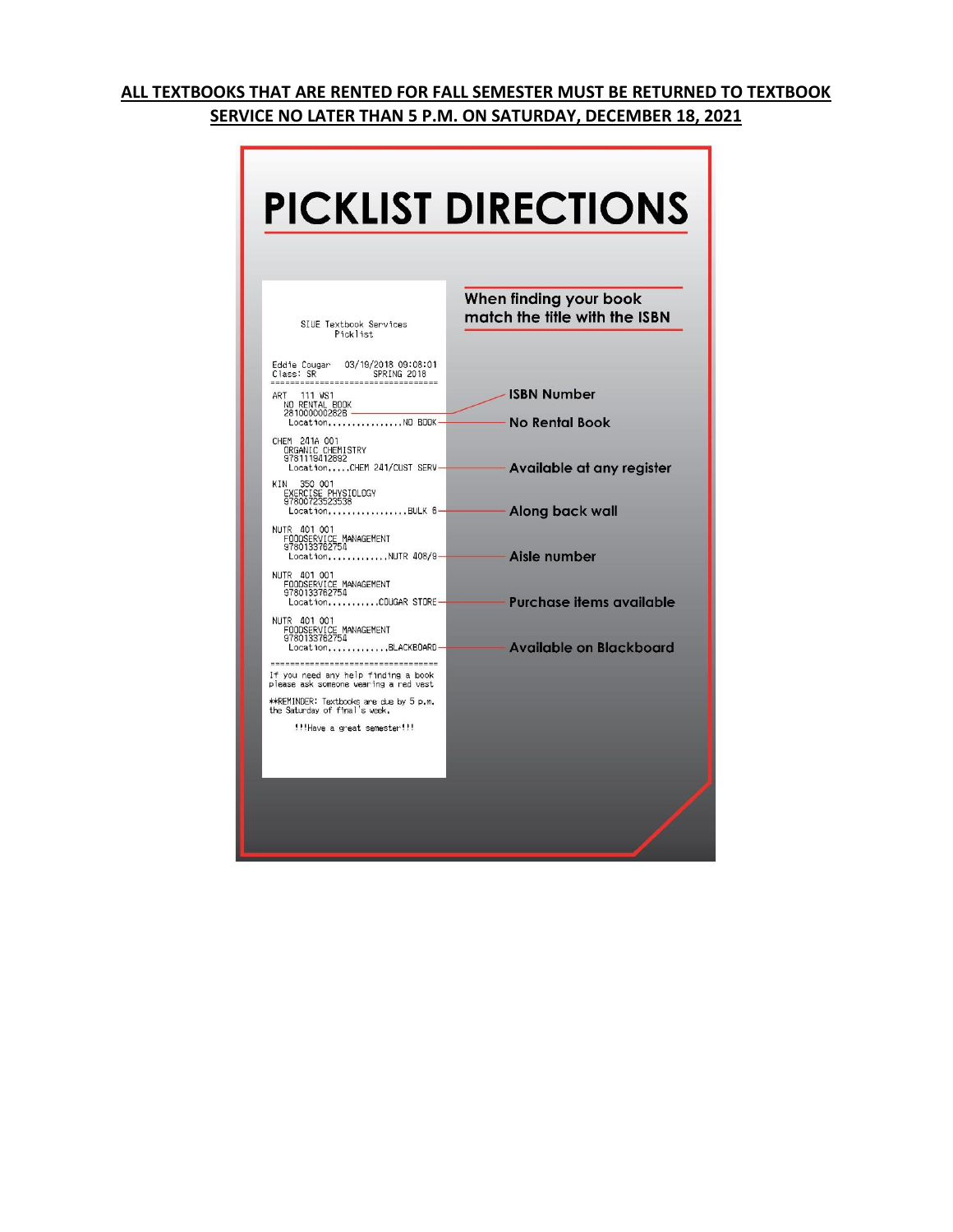**ALL TEXTBOOKS THAT ARE RENTED FOR FALL SEMESTER MUST BE RETURNED TO TEXTBOOK SERVICE NO LATER THAN 5 P.M. ON SATURDAY, DECEMBER 18, 2021**

# PICKLIST DIRECTIONS

**When finding your book match the title with the ISBN**

```
SIUE Textbook Services
Picklist

Eddie Cougar   03/19/2018 09:08:01
Class: SR           SPRING 2018
===================================
ART   111 WS1
  NO RENTAL BOOK
  2810000002828
    Location................NO BOOK
CHEM  241A 001
  ORGANIC CHEMISTRY
  9781119412892
    Location.....CHEM 241/CUST SERV
KIN   350 001
  EXERCISE PHYSIOLOGY
  9780072523538
    Location..................BULK 6
NUTR  401 001
  FOODSERVICE MANAGEMENT
  9780133762754
    Location.............NUTR 408/9
NUTR  401 001
  FOODSERVICE MANAGEMENT
  9780133762754
    Location...........COUGAR STORE
NUTR  401 001
  FOODSERVICE MANAGEMENT
  9780133762754
    Location............BLACKBOARD
===================================
If you need any help finding a book
please ask someone wearing a red vest

**REMINDER: Textbooks are due by 5 p.m.
the Saturday of final's week.

!!!Have a great semester!!!
```

- **ISBN Number**
- **No Rental Book**
- **Available at any register**
- **Along back wall**
- **Aisle number**
- **Purchase items available**
- **Available on Blackboard**